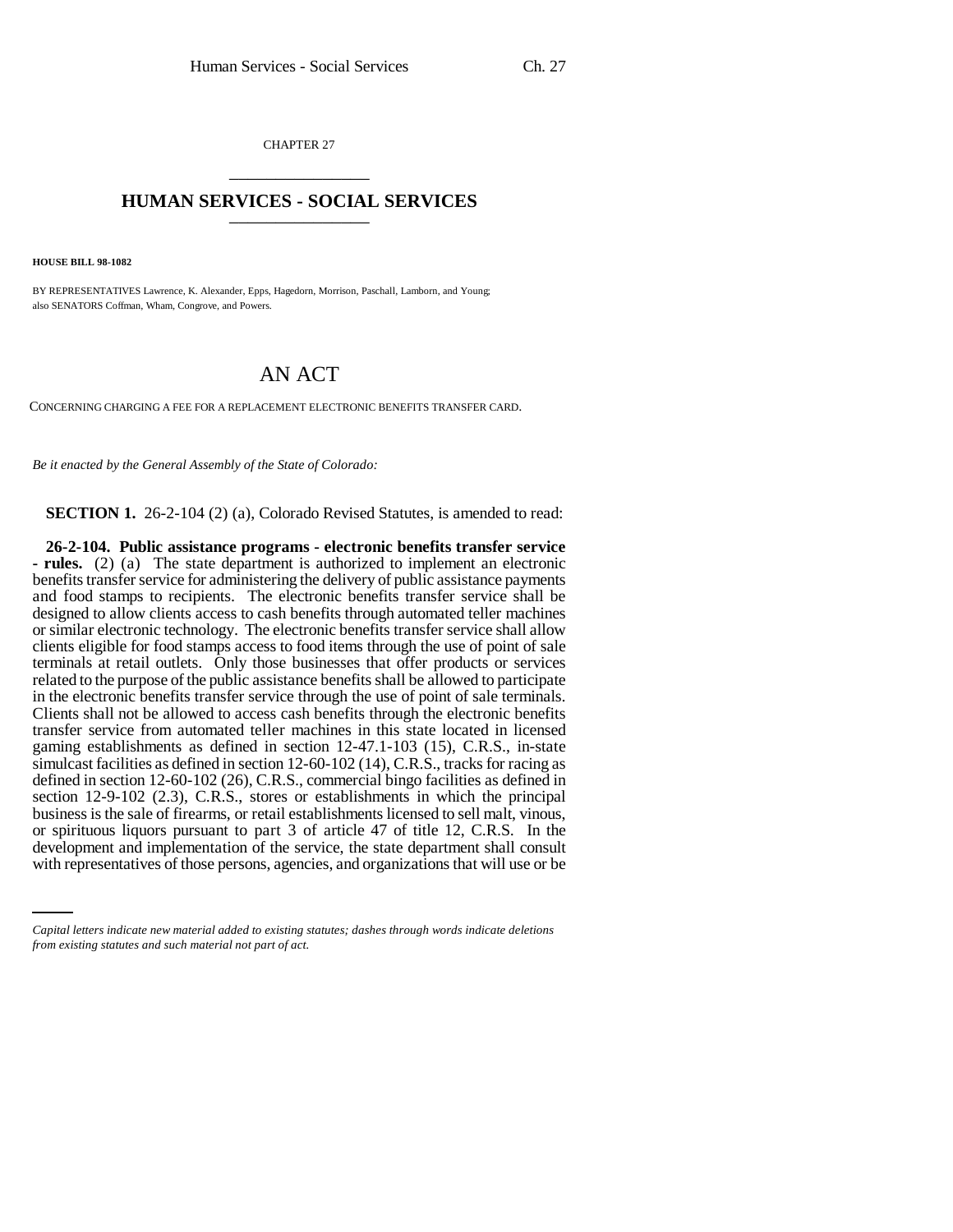CHAPTER 27

# HUMAN SERVICES - SOCIAL SERVICES

**HOUSE BILL 98-1082**

BY REPRESENTATIVES Lawrence, K. Alexander, Epps, Hagedorn, Morrison, Paschall, Lamborn, and Young; also SENATORS Coffman, Wham, Congrove, and Powers.

# AN ACT

CONCERNING CHARGING A FEE FOR A REPLACEMENT ELECTRONIC BENEFITS TRANSFER CARD.

*Be it enacted by the General Assembly of the State of Colorado:*

**SECTION 1.** 26-2-104 (2) (a), Colorado Revised Statutes, is amended to read:

**26-2-104. Public assistance programs - electronic benefits transfer service - rules.** (2) (a) The state department is authorized to implement an electronic benefits transfer service for administering the delivery of public assistance payments and food stamps to recipients. The electronic benefits transfer service shall be designed to allow clients access to cash benefits through automated teller machines or similar electronic technology. The electronic benefits transfer service shall allow clients eligible for food stamps access to food items through the use of point of sale terminals at retail outlets. Only those businesses that offer products or services related to the purpose of the public assistance benefits shall be allowed to participate in the electronic benefits transfer service through the use of point of sale terminals. Clients shall not be allowed to access cash benefits through the electronic benefits transfer service from automated teller machines in this state located in licensed gaming establishments as defined in section 12-47.1-103 (15), C.R.S., in-state simulcast facilities as defined in section 12-60-102 (14), C.R.S., tracks for racing as defined in section 12-60-102 (26), C.R.S., commercial bingo facilities as defined in section 12-9-102 (2.3), C.R.S., stores or establishments in which the principal business is the sale of firearms, or retail establishments licensed to sell malt, vinous, or spirituous liquors pursuant to part 3 of article 47 of title 12, C.R.S. In the development and implementation of the service, the state department shall consult with representatives of those persons, agencies, and organizations that will use or be

*Capital letters indicate new material added to existing statutes; dashes through words indicate deletions from existing statutes and such material not part of act.*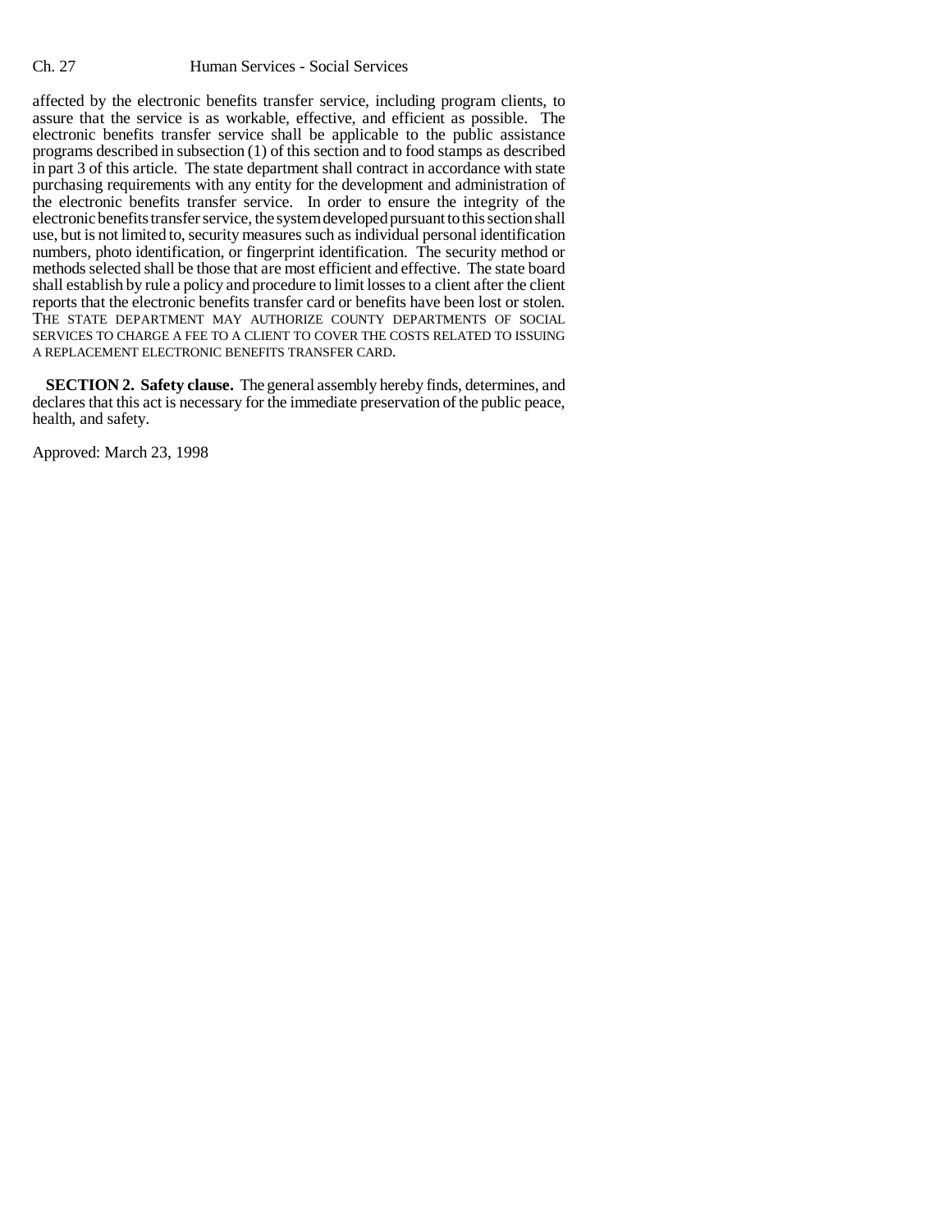affected by the electronic benefits transfer service, including program clients, to assure that the service is as workable, effective, and efficient as possible. The electronic benefits transfer service shall be applicable to the public assistance programs described in subsection (1) of this section and to food stamps as described in part 3 of this article. The state department shall contract in accordance with state purchasing requirements with any entity for the development and administration of the electronic benefits transfer service. In order to ensure the integrity of the electronic benefits transfer service, the system developed pursuant to this section shall use, but is not limited to, security measures such as individual personal identification numbers, photo identification, or fingerprint identification. The security method or methods selected shall be those that are most efficient and effective. The state board shall establish by rule a policy and procedure to limit losses to a client after the client reports that the electronic benefits transfer card or benefits have been lost or stolen. THE STATE DEPARTMENT MAY AUTHORIZE COUNTY DEPARTMENTS OF SOCIAL SERVICES TO CHARGE A FEE TO A CLIENT TO COVER THE COSTS RELATED TO ISSUING A REPLACEMENT ELECTRONIC BENEFITS TRANSFER CARD.

**SECTION 2. Safety clause.** The general assembly hereby finds, determines, and declares that this act is necessary for the immediate preservation of the public peace, health, and safety.

Approved: March 23, 1998